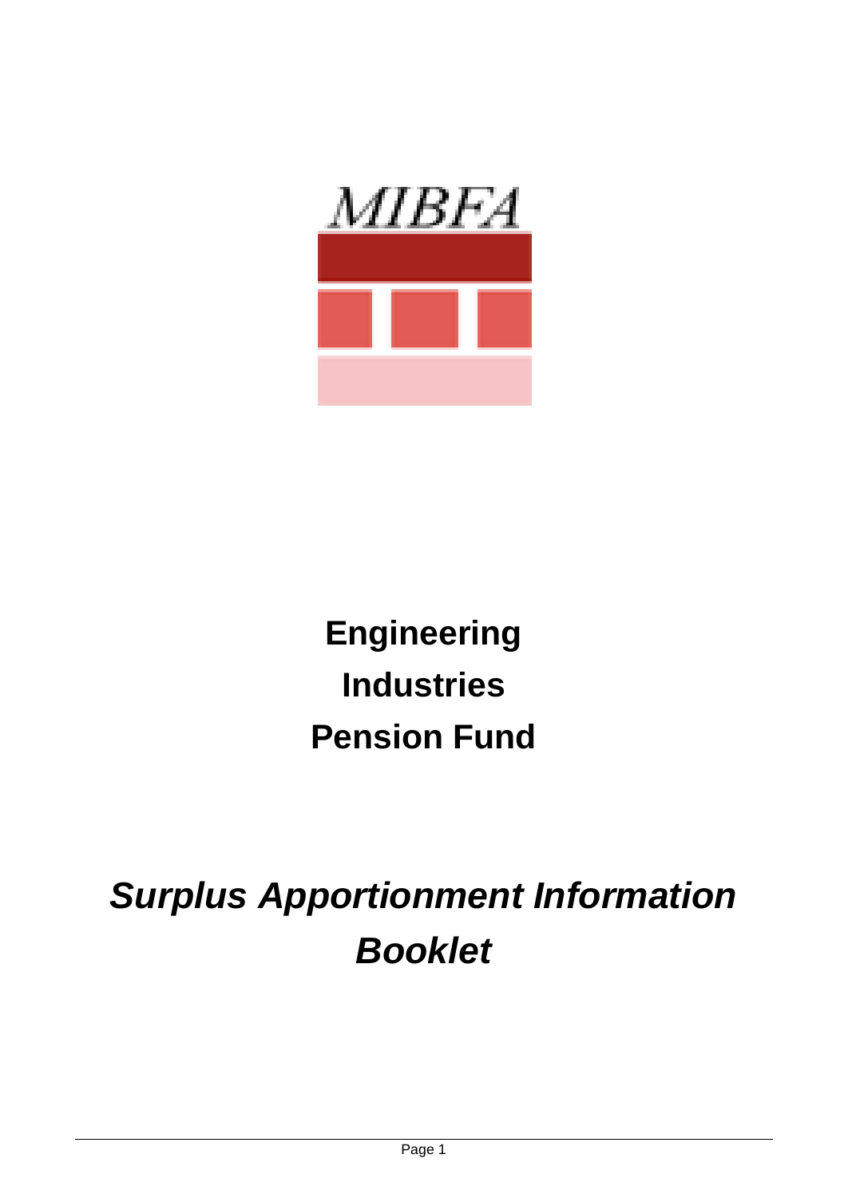MIBFA

# Engineering Industries Pension Fund

## *Surplus Apportionment Information Booklet*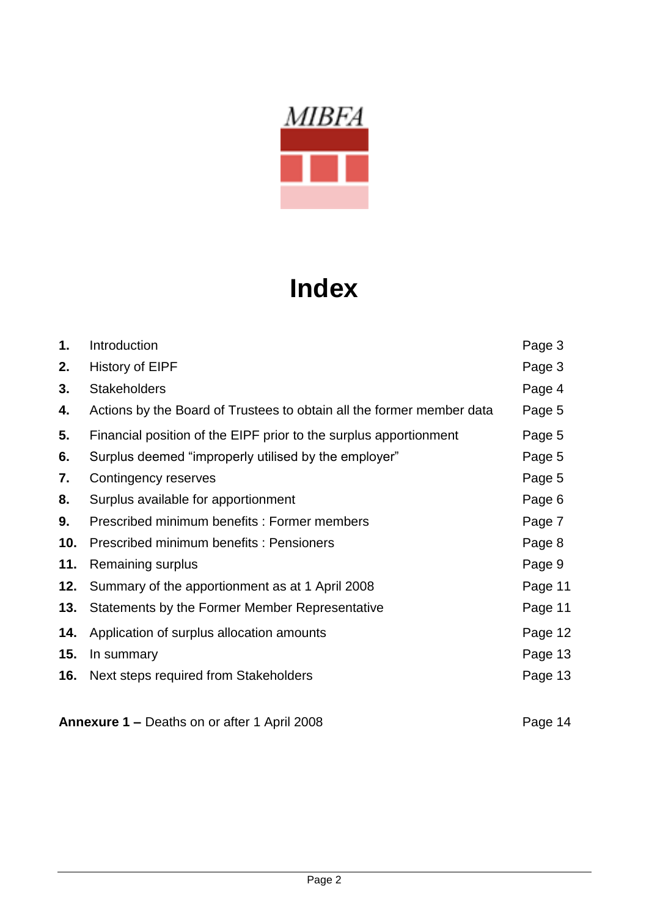MIBFA

# Index

| | | |
|---|---|---|
| **1.** | Introduction | Page 3 |
| **2.** | History of EIPF | Page 3 |
| **3.** | Stakeholders | Page 4 |
| **4.** | Actions by the Board of Trustees to obtain all the former member data | Page 5 |
| **5.** | Financial position of the EIPF prior to the surplus apportionment | Page 5 |
| **6.** | Surplus deemed "improperly utilised by the employer" | Page 5 |
| **7.** | Contingency reserves | Page 5 |
| **8.** | Surplus available for apportionment | Page 6 |
| **9.** | Prescribed minimum benefits : Former members | Page 7 |
| **10.** | Prescribed minimum benefits : Pensioners | Page 8 |
| **11.** | Remaining surplus | Page 9 |
| **12.** | Summary of the apportionment as at 1 April 2008 | Page 11 |
| **13.** | Statements by the Former Member Representative | Page 11 |
| **14.** | Application of surplus allocation amounts | Page 12 |
| **15.** | In summary | Page 13 |
| **16.** | Next steps required from Stakeholders | Page 13 |

**Annexure 1 –** Deaths on or after 1 April 2008 — Page 14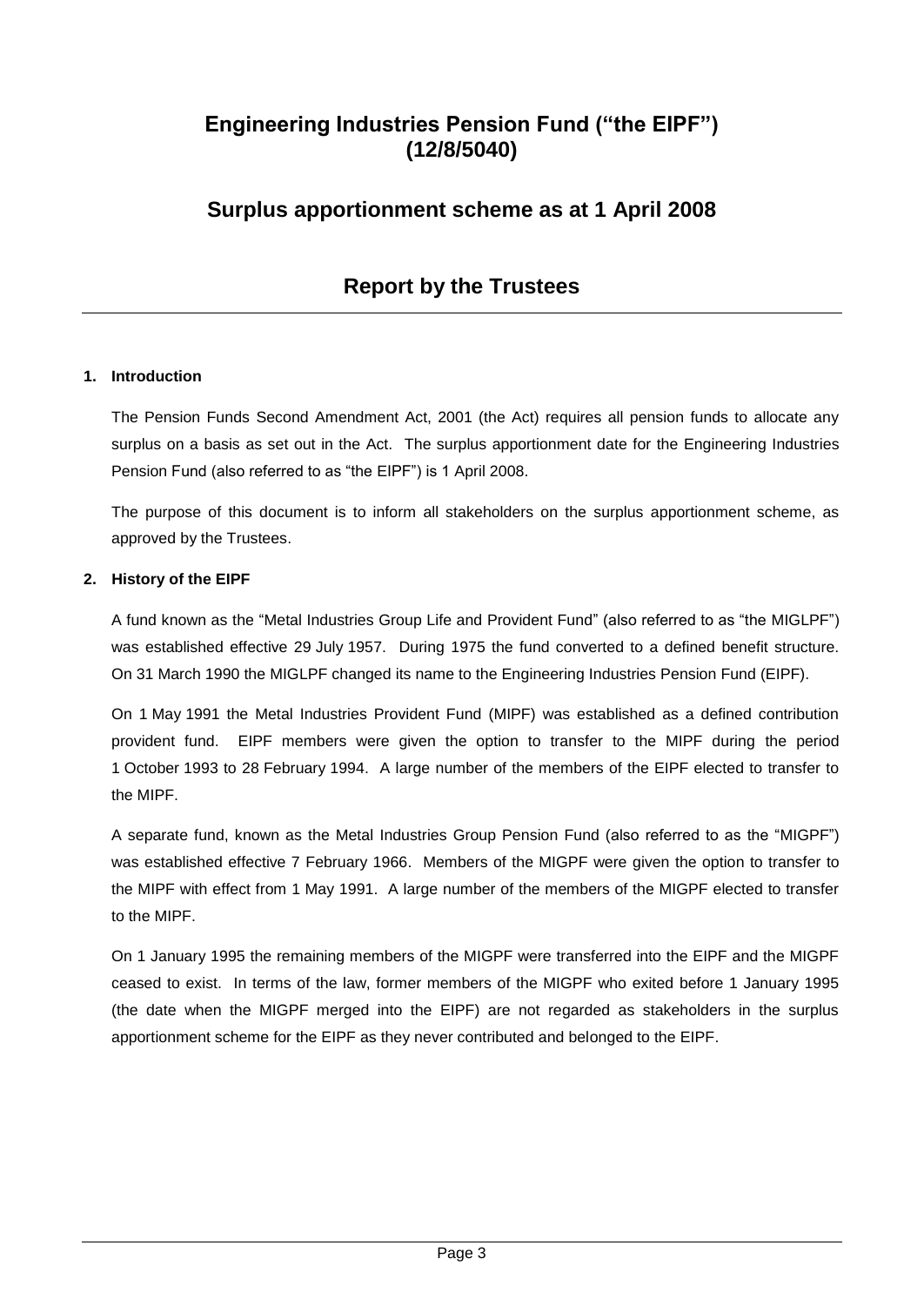# Engineering Industries Pension Fund ("the EIPF") (12/8/5040)

## Surplus apportionment scheme as at 1 April 2008

## Report by the Trustees

### 1. Introduction

The Pension Funds Second Amendment Act, 2001 (the Act) requires all pension funds to allocate any surplus on a basis as set out in the Act. The surplus apportionment date for the Engineering Industries Pension Fund (also referred to as "the EIPF") is 1 April 2008.

The purpose of this document is to inform all stakeholders on the surplus apportionment scheme, as approved by the Trustees.

### 2. History of the EIPF

A fund known as the "Metal Industries Group Life and Provident Fund" (also referred to as "the MIGLPF") was established effective 29 July 1957. During 1975 the fund converted to a defined benefit structure. On 31 March 1990 the MIGLPF changed its name to the Engineering Industries Pension Fund (EIPF).

On 1 May 1991 the Metal Industries Provident Fund (MIPF) was established as a defined contribution provident fund. EIPF members were given the option to transfer to the MIPF during the period 1 October 1993 to 28 February 1994. A large number of the members of the EIPF elected to transfer to the MIPF.

A separate fund, known as the Metal Industries Group Pension Fund (also referred to as the "MIGPF") was established effective 7 February 1966. Members of the MIGPF were given the option to transfer to the MIPF with effect from 1 May 1991. A large number of the members of the MIGPF elected to transfer to the MIPF.

On 1 January 1995 the remaining members of the MIGPF were transferred into the EIPF and the MIGPF ceased to exist. In terms of the law, former members of the MIGPF who exited before 1 January 1995 (the date when the MIGPF merged into the EIPF) are not regarded as stakeholders in the surplus apportionment scheme for the EIPF as they never contributed and belonged to the EIPF.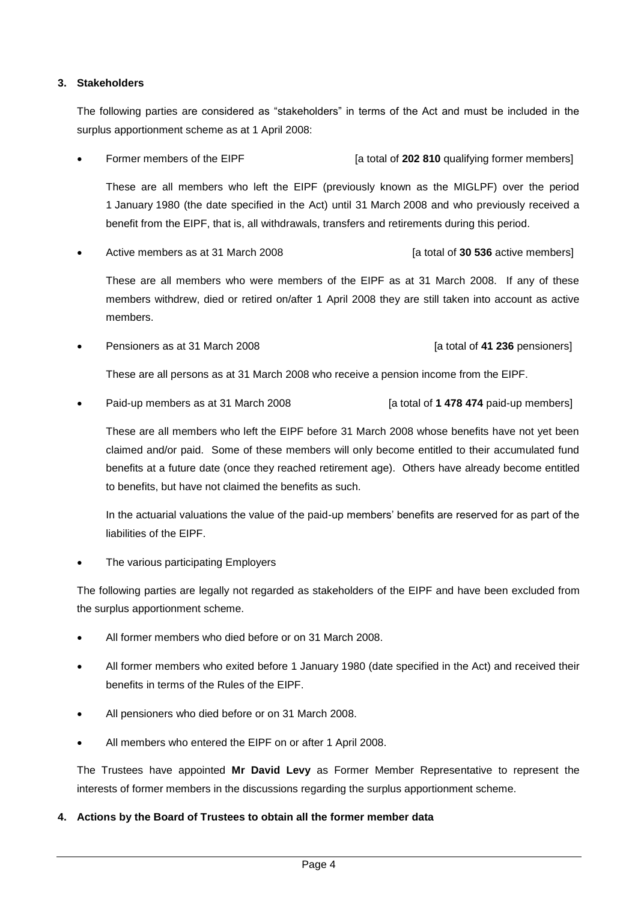## 3. Stakeholders

The following parties are considered as "stakeholders" in terms of the Act and must be included in the surplus apportionment scheme as at 1 April 2008:

- Former members of the EIPF [a total of **202 810** qualifying former members]

  These are all members who left the EIPF (previously known as the MIGLPF) over the period 1 January 1980 (the date specified in the Act) until 31 March 2008 and who previously received a benefit from the EIPF, that is, all withdrawals, transfers and retirements during this period.

- Active members as at 31 March 2008 [a total of **30 536** active members]

  These are all members who were members of the EIPF as at 31 March 2008. If any of these members withdrew, died or retired on/after 1 April 2008 they are still taken into account as active members.

- Pensioners as at 31 March 2008 [a total of **41 236** pensioners]

  These are all persons as at 31 March 2008 who receive a pension income from the EIPF.

- Paid-up members as at 31 March 2008 [a total of **1 478 474** paid-up members]

  These are all members who left the EIPF before 31 March 2008 whose benefits have not yet been claimed and/or paid. Some of these members will only become entitled to their accumulated fund benefits at a future date (once they reached retirement age). Others have already become entitled to benefits, but have not claimed the benefits as such.

  In the actuarial valuations the value of the paid-up members' benefits are reserved for as part of the liabilities of the EIPF.

- The various participating Employers

The following parties are legally not regarded as stakeholders of the EIPF and have been excluded from the surplus apportionment scheme.

- All former members who died before or on 31 March 2008.
- All former members who exited before 1 January 1980 (date specified in the Act) and received their benefits in terms of the Rules of the EIPF.
- All pensioners who died before or on 31 March 2008.
- All members who entered the EIPF on or after 1 April 2008.

The Trustees have appointed **Mr David Levy** as Former Member Representative to represent the interests of former members in the discussions regarding the surplus apportionment scheme.

## 4. Actions by the Board of Trustees to obtain all the former member data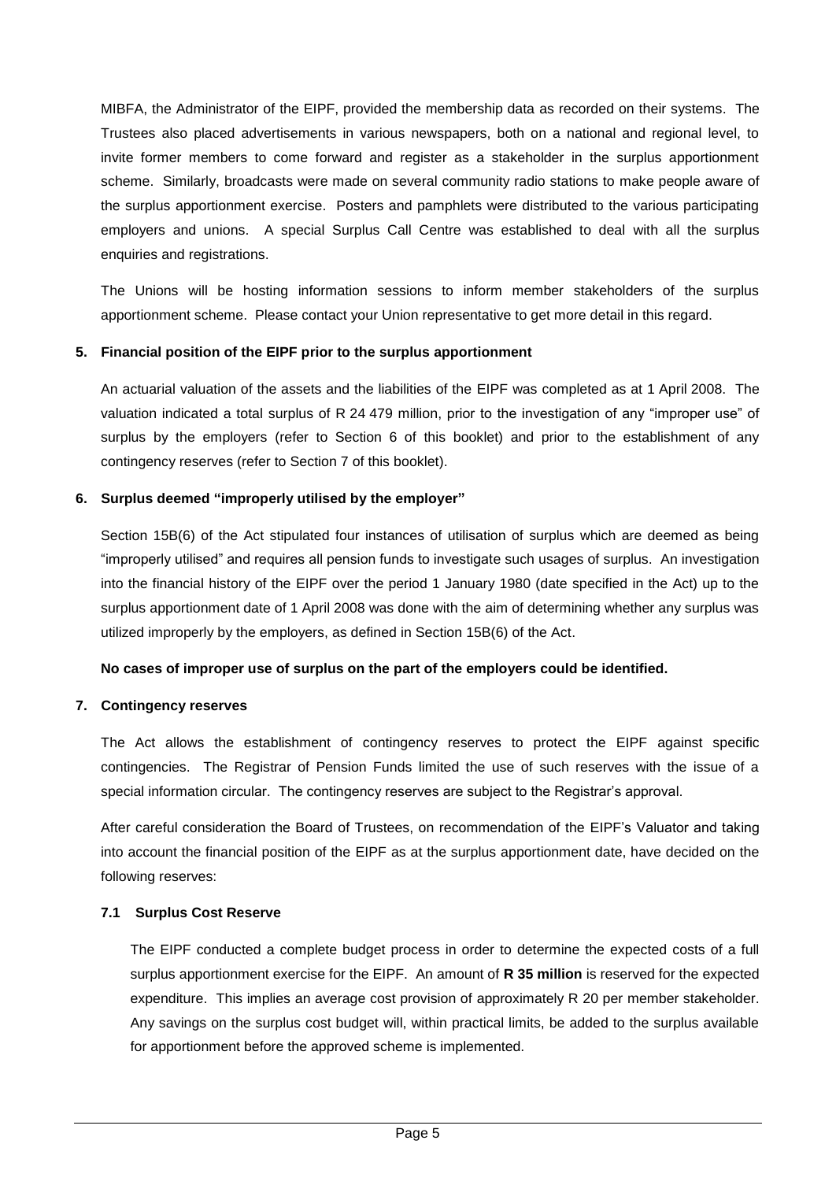MIBFA, the Administrator of the EIPF, provided the membership data as recorded on their systems. The Trustees also placed advertisements in various newspapers, both on a national and regional level, to invite former members to come forward and register as a stakeholder in the surplus apportionment scheme. Similarly, broadcasts were made on several community radio stations to make people aware of the surplus apportionment exercise. Posters and pamphlets were distributed to the various participating employers and unions. A special Surplus Call Centre was established to deal with all the surplus enquiries and registrations.

The Unions will be hosting information sessions to inform member stakeholders of the surplus apportionment scheme. Please contact your Union representative to get more detail in this regard.

## 5. Financial position of the EIPF prior to the surplus apportionment

An actuarial valuation of the assets and the liabilities of the EIPF was completed as at 1 April 2008. The valuation indicated a total surplus of R 24 479 million, prior to the investigation of any "improper use" of surplus by the employers (refer to Section 6 of this booklet) and prior to the establishment of any contingency reserves (refer to Section 7 of this booklet).

## 6. Surplus deemed "improperly utilised by the employer"

Section 15B(6) of the Act stipulated four instances of utilisation of surplus which are deemed as being "improperly utilised" and requires all pension funds to investigate such usages of surplus. An investigation into the financial history of the EIPF over the period 1 January 1980 (date specified in the Act) up to the surplus apportionment date of 1 April 2008 was done with the aim of determining whether any surplus was utilized improperly by the employers, as defined in Section 15B(6) of the Act.

**No cases of improper use of surplus on the part of the employers could be identified.**

## 7. Contingency reserves

The Act allows the establishment of contingency reserves to protect the EIPF against specific contingencies. The Registrar of Pension Funds limited the use of such reserves with the issue of a special information circular. The contingency reserves are subject to the Registrar's approval.

After careful consideration the Board of Trustees, on recommendation of the EIPF's Valuator and taking into account the financial position of the EIPF as at the surplus apportionment date, have decided on the following reserves:

### 7.1 Surplus Cost Reserve

The EIPF conducted a complete budget process in order to determine the expected costs of a full surplus apportionment exercise for the EIPF. An amount of **R 35 million** is reserved for the expected expenditure. This implies an average cost provision of approximately R 20 per member stakeholder. Any savings on the surplus cost budget will, within practical limits, be added to the surplus available for apportionment before the approved scheme is implemented.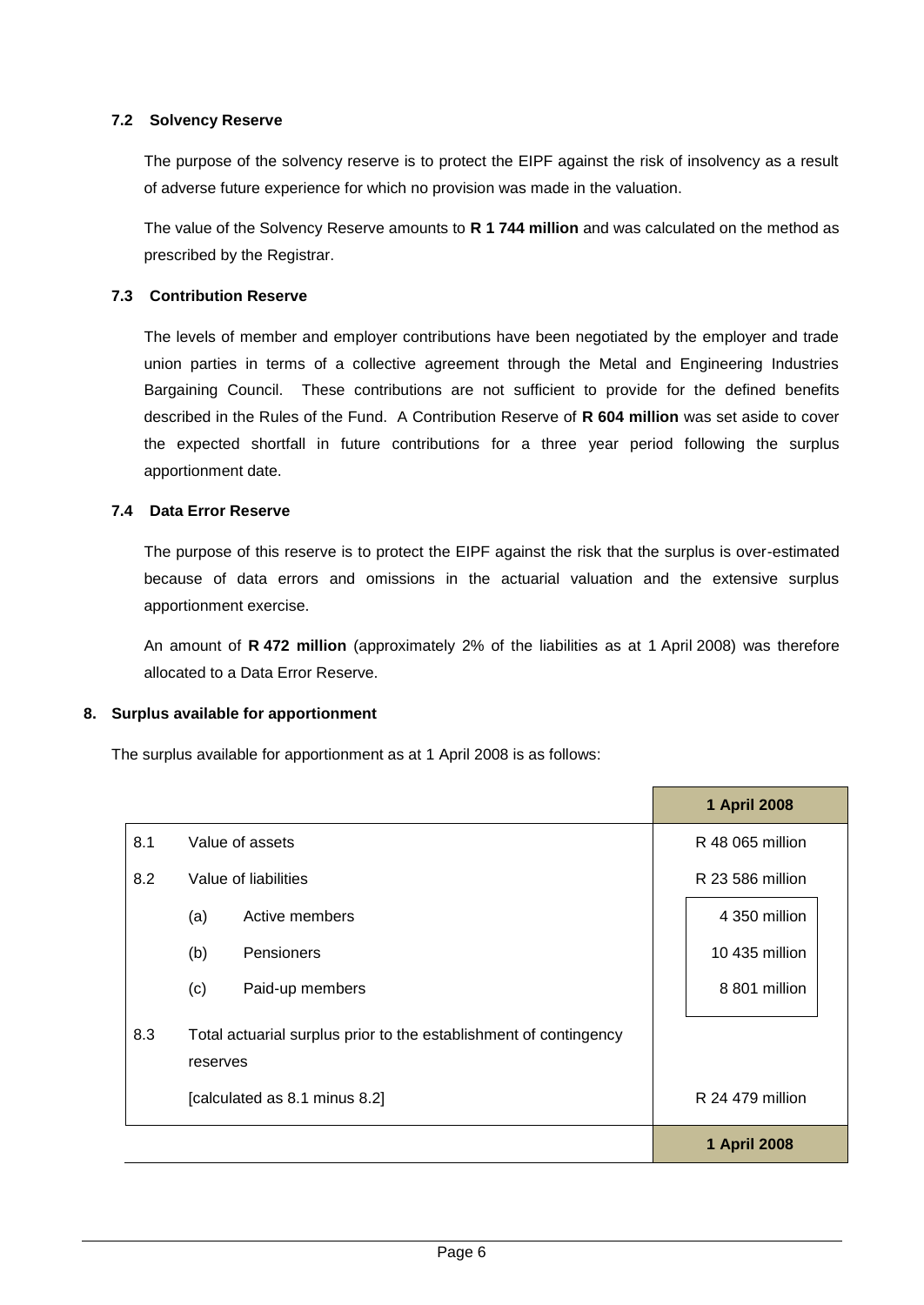### 7.2 Solvency Reserve

The purpose of the solvency reserve is to protect the EIPF against the risk of insolvency as a result of adverse future experience for which no provision was made in the valuation.

The value of the Solvency Reserve amounts to **R 1 744 million** and was calculated on the method as prescribed by the Registrar.

### 7.3 Contribution Reserve

The levels of member and employer contributions have been negotiated by the employer and trade union parties in terms of a collective agreement through the Metal and Engineering Industries Bargaining Council. These contributions are not sufficient to provide for the defined benefits described in the Rules of the Fund. A Contribution Reserve of **R 604 million** was set aside to cover the expected shortfall in future contributions for a three year period following the surplus apportionment date.

### 7.4 Data Error Reserve

The purpose of this reserve is to protect the EIPF against the risk that the surplus is over-estimated because of data errors and omissions in the actuarial valuation and the extensive surplus apportionment exercise.

An amount of **R 472 million** (approximately 2% of the liabilities as at 1 April 2008) was therefore allocated to a Data Error Reserve.

## 8. Surplus available for apportionment

The surplus available for apportionment as at 1 April 2008 is as follows:

| | | | **1 April 2008** |
|---|---|---|---|
| 8.1 | Value of assets | | R 48 065 million |
| 8.2 | Value of liabilities | | R 23 586 million |
| | (a) | Active members | 4 350 million |
| | (b) | Pensioners | 10 435 million |
| | (c) | Paid-up members | 8 801 million |
| 8.3 | Total actuarial surplus prior to the establishment of contingency reserves [calculated as 8.1 minus 8.2] | | R 24 479 million |
| | | | **1 April 2008** |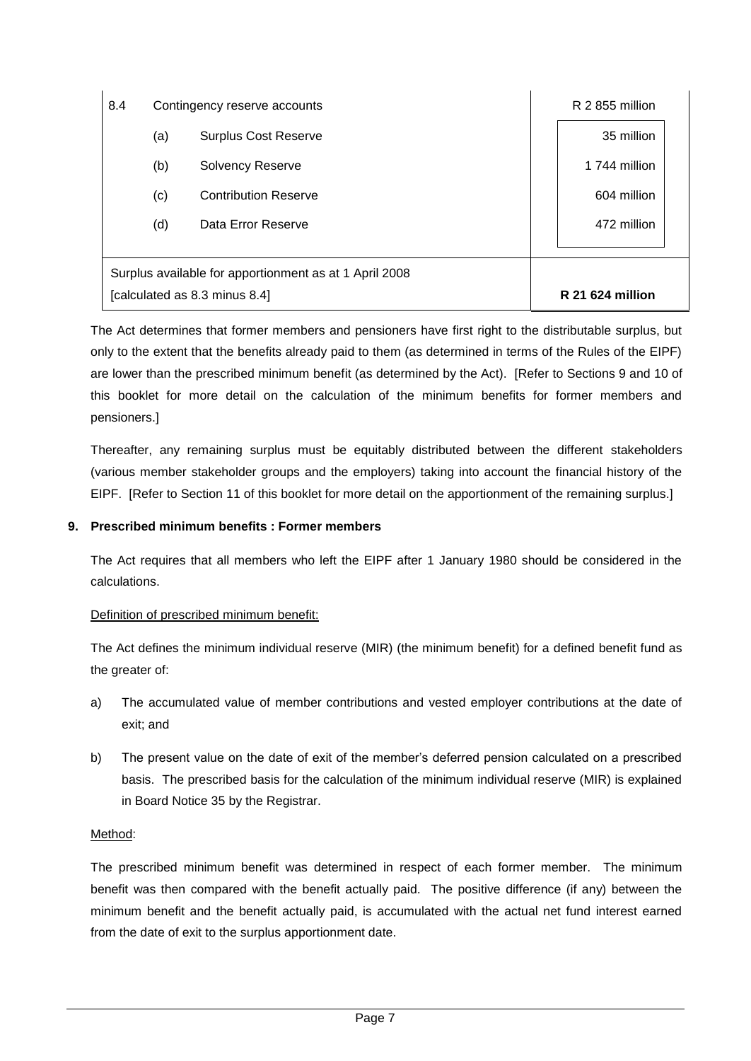| | | | |
|---|---|---|---|
| 8.4 | Contingency reserve accounts | | R 2 855 million |
| | (a) | Surplus Cost Reserve | 35 million |
| | (b) | Solvency Reserve | 1 744 million |
| | (c) | Contribution Reserve | 604 million |
| | (d) | Data Error Reserve | 472 million |
| Surplus available for apportionment as at 1 April 2008 [calculated as 8.3 minus 8.4] | | | **R 21 624 million** |

The Act determines that former members and pensioners have first right to the distributable surplus, but only to the extent that the benefits already paid to them (as determined in terms of the Rules of the EIPF) are lower than the prescribed minimum benefit (as determined by the Act). [Refer to Sections 9 and 10 of this booklet for more detail on the calculation of the minimum benefits for former members and pensioners.]

Thereafter, any remaining surplus must be equitably distributed between the different stakeholders (various member stakeholder groups and the employers) taking into account the financial history of the EIPF. [Refer to Section 11 of this booklet for more detail on the apportionment of the remaining surplus.]

## 9. Prescribed minimum benefits : Former members

The Act requires that all members who left the EIPF after 1 January 1980 should be considered in the calculations.

Definition of prescribed minimum benefit:

The Act defines the minimum individual reserve (MIR) (the minimum benefit) for a defined benefit fund as the greater of:

a) The accumulated value of member contributions and vested employer contributions at the date of exit; and

b) The present value on the date of exit of the member's deferred pension calculated on a prescribed basis. The prescribed basis for the calculation of the minimum individual reserve (MIR) is explained in Board Notice 35 by the Registrar.

Method:

The prescribed minimum benefit was determined in respect of each former member. The minimum benefit was then compared with the benefit actually paid. The positive difference (if any) between the minimum benefit and the benefit actually paid, is accumulated with the actual net fund interest earned from the date of exit to the surplus apportionment date.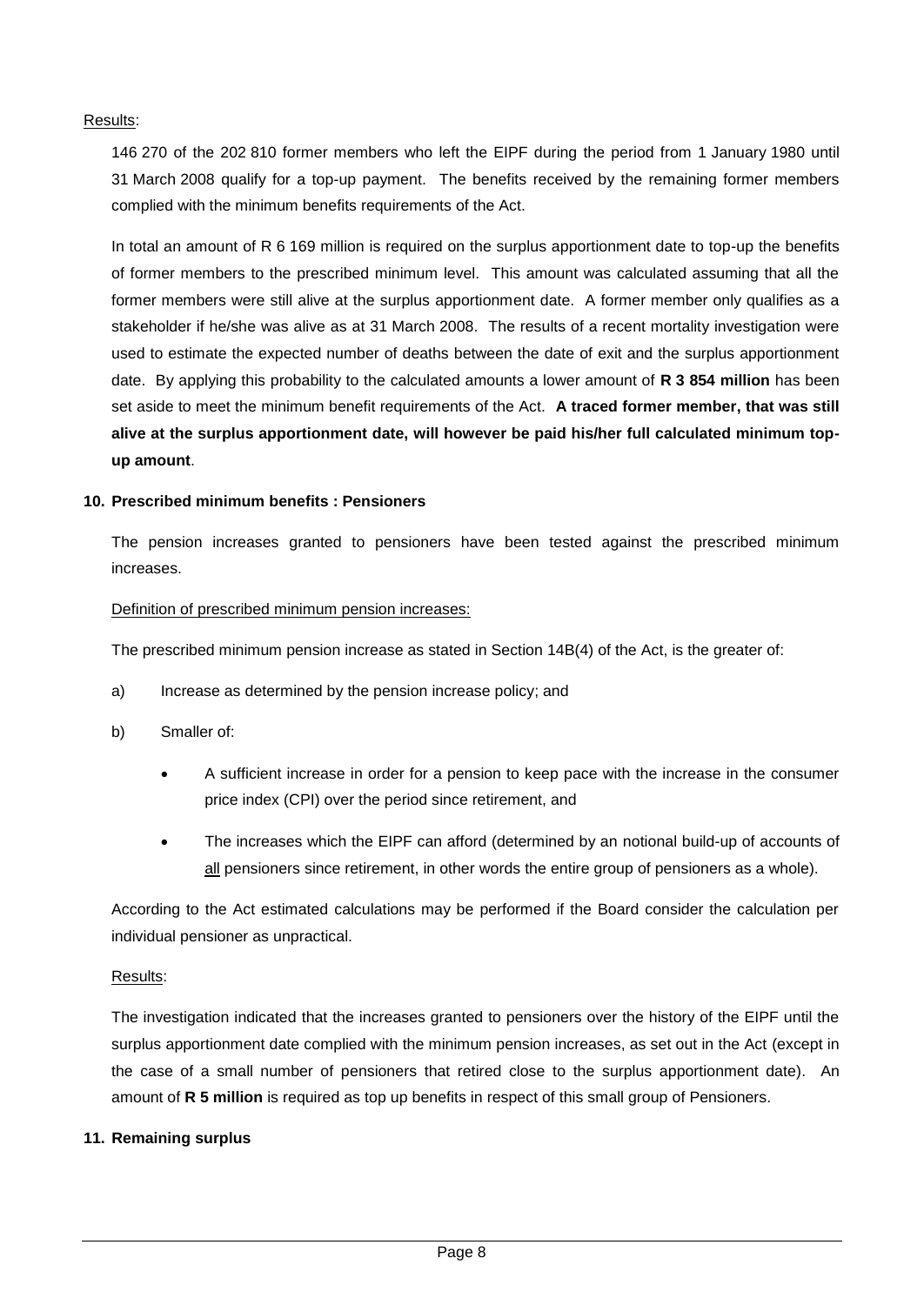Results:

146 270 of the 202 810 former members who left the EIPF during the period from 1 January 1980 until 31 March 2008 qualify for a top-up payment. The benefits received by the remaining former members complied with the minimum benefits requirements of the Act.

In total an amount of R 6 169 million is required on the surplus apportionment date to top-up the benefits of former members to the prescribed minimum level. This amount was calculated assuming that all the former members were still alive at the surplus apportionment date. A former member only qualifies as a stakeholder if he/she was alive as at 31 March 2008. The results of a recent mortality investigation were used to estimate the expected number of deaths between the date of exit and the surplus apportionment date. By applying this probability to the calculated amounts a lower amount of **R 3 854 million** has been set aside to meet the minimum benefit requirements of the Act. **A traced former member, that was still alive at the surplus apportionment date, will however be paid his/her full calculated minimum top-up amount**.

## 10. Prescribed minimum benefits : Pensioners

The pension increases granted to pensioners have been tested against the prescribed minimum increases.

Definition of prescribed minimum pension increases:

The prescribed minimum pension increase as stated in Section 14B(4) of the Act, is the greater of:

a) Increase as determined by the pension increase policy; and

b) Smaller of:

- A sufficient increase in order for a pension to keep pace with the increase in the consumer price index (CPI) over the period since retirement, and
- The increases which the EIPF can afford (determined by an notional build-up of accounts of all pensioners since retirement, in other words the entire group of pensioners as a whole).

According to the Act estimated calculations may be performed if the Board consider the calculation per individual pensioner as unpractical.

Results:

The investigation indicated that the increases granted to pensioners over the history of the EIPF until the surplus apportionment date complied with the minimum pension increases, as set out in the Act (except in the case of a small number of pensioners that retired close to the surplus apportionment date). An amount of **R 5 million** is required as top up benefits in respect of this small group of Pensioners.

## 11. Remaining surplus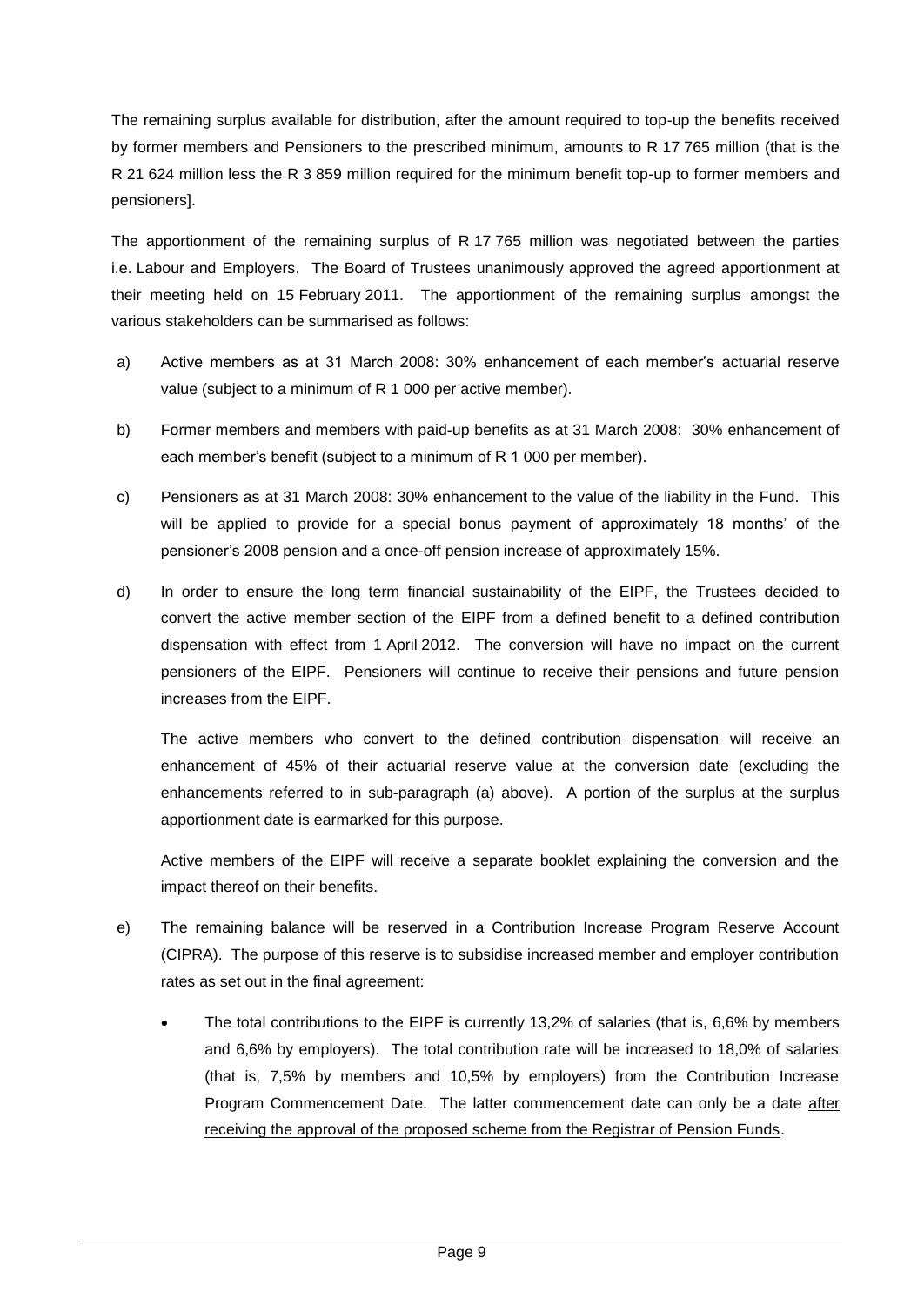The remaining surplus available for distribution, after the amount required to top-up the benefits received by former members and Pensioners to the prescribed minimum, amounts to R 17 765 million (that is the R 21 624 million less the R 3 859 million required for the minimum benefit top-up to former members and pensioners].

The apportionment of the remaining surplus of R 17 765 million was negotiated between the parties i.e. Labour and Employers. The Board of Trustees unanimously approved the agreed apportionment at their meeting held on 15 February 2011. The apportionment of the remaining surplus amongst the various stakeholders can be summarised as follows:

a) Active members as at 31 March 2008: 30% enhancement of each member's actuarial reserve value (subject to a minimum of R 1 000 per active member).

b) Former members and members with paid-up benefits as at 31 March 2008: 30% enhancement of each member's benefit (subject to a minimum of R 1 000 per member).

c) Pensioners as at 31 March 2008: 30% enhancement to the value of the liability in the Fund. This will be applied to provide for a special bonus payment of approximately 18 months' of the pensioner's 2008 pension and a once-off pension increase of approximately 15%.

d) In order to ensure the long term financial sustainability of the EIPF, the Trustees decided to convert the active member section of the EIPF from a defined benefit to a defined contribution dispensation with effect from 1 April 2012. The conversion will have no impact on the current pensioners of the EIPF. Pensioners will continue to receive their pensions and future pension increases from the EIPF.

   The active members who convert to the defined contribution dispensation will receive an enhancement of 45% of their actuarial reserve value at the conversion date (excluding the enhancements referred to in sub-paragraph (a) above). A portion of the surplus at the surplus apportionment date is earmarked for this purpose.

   Active members of the EIPF will receive a separate booklet explaining the conversion and the impact thereof on their benefits.

e) The remaining balance will be reserved in a Contribution Increase Program Reserve Account (CIPRA). The purpose of this reserve is to subsidise increased member and employer contribution rates as set out in the final agreement:

   - The total contributions to the EIPF is currently 13,2% of salaries (that is, 6,6% by members and 6,6% by employers). The total contribution rate will be increased to 18,0% of salaries (that is, 7,5% by members and 10,5% by employers) from the Contribution Increase Program Commencement Date. The latter commencement date can only be a date <u>after receiving the approval of the proposed scheme from the Registrar of Pension Funds</u>.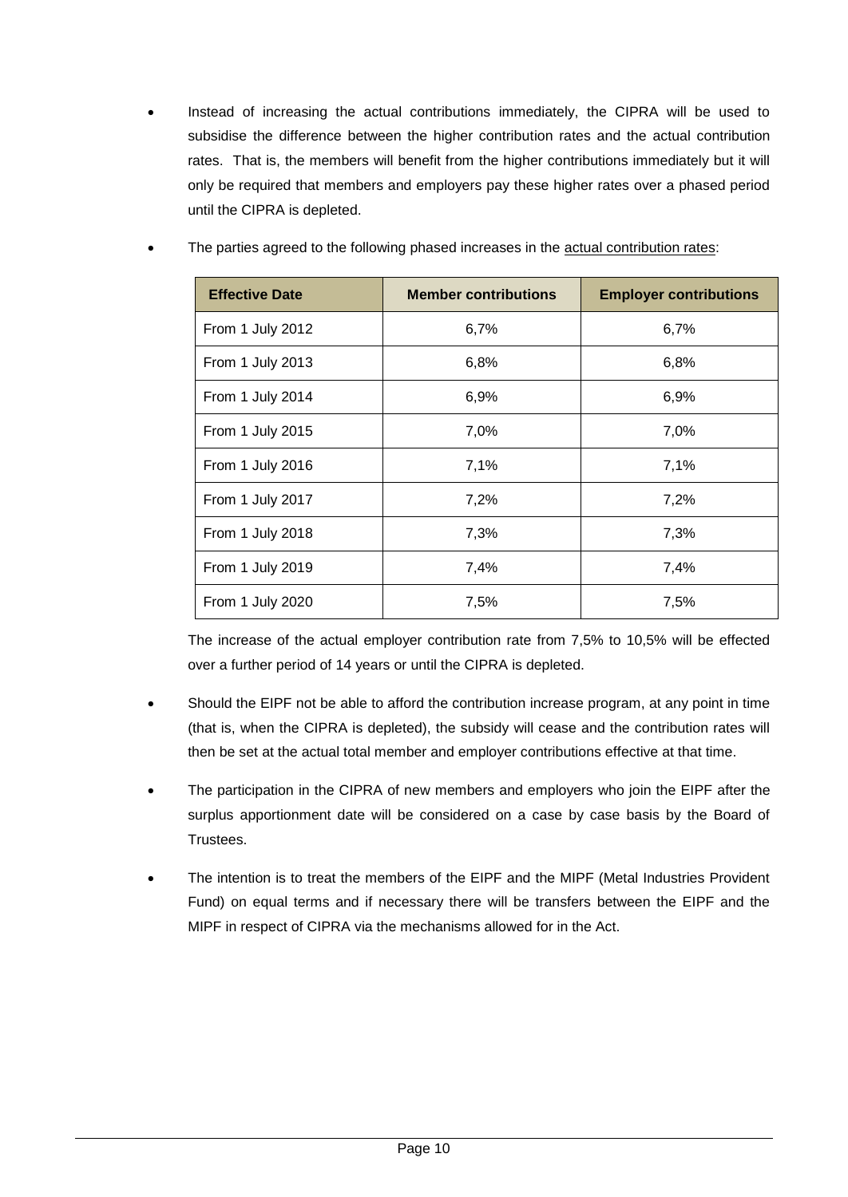- Instead of increasing the actual contributions immediately, the CIPRA will be used to subsidise the difference between the higher contribution rates and the actual contribution rates. That is, the members will benefit from the higher contributions immediately but it will only be required that members and employers pay these higher rates over a phased period until the CIPRA is depleted.

- The parties agreed to the following phased increases in the actual contribution rates:

| Effective Date | Member contributions | Employer contributions |
|---|---|---|
| From 1 July 2012 | 6,7% | 6,7% |
| From 1 July 2013 | 6,8% | 6,8% |
| From 1 July 2014 | 6,9% | 6,9% |
| From 1 July 2015 | 7,0% | 7,0% |
| From 1 July 2016 | 7,1% | 7,1% |
| From 1 July 2017 | 7,2% | 7,2% |
| From 1 July 2018 | 7,3% | 7,3% |
| From 1 July 2019 | 7,4% | 7,4% |
| From 1 July 2020 | 7,5% | 7,5% |

  The increase of the actual employer contribution rate from 7,5% to 10,5% will be effected over a further period of 14 years or until the CIPRA is depleted.

- Should the EIPF not be able to afford the contribution increase program, at any point in time (that is, when the CIPRA is depleted), the subsidy will cease and the contribution rates will then be set at the actual total member and employer contributions effective at that time.

- The participation in the CIPRA of new members and employers who join the EIPF after the surplus apportionment date will be considered on a case by case basis by the Board of Trustees.

- The intention is to treat the members of the EIPF and the MIPF (Metal Industries Provident Fund) on equal terms and if necessary there will be transfers between the EIPF and the MIPF in respect of CIPRA via the mechanisms allowed for in the Act.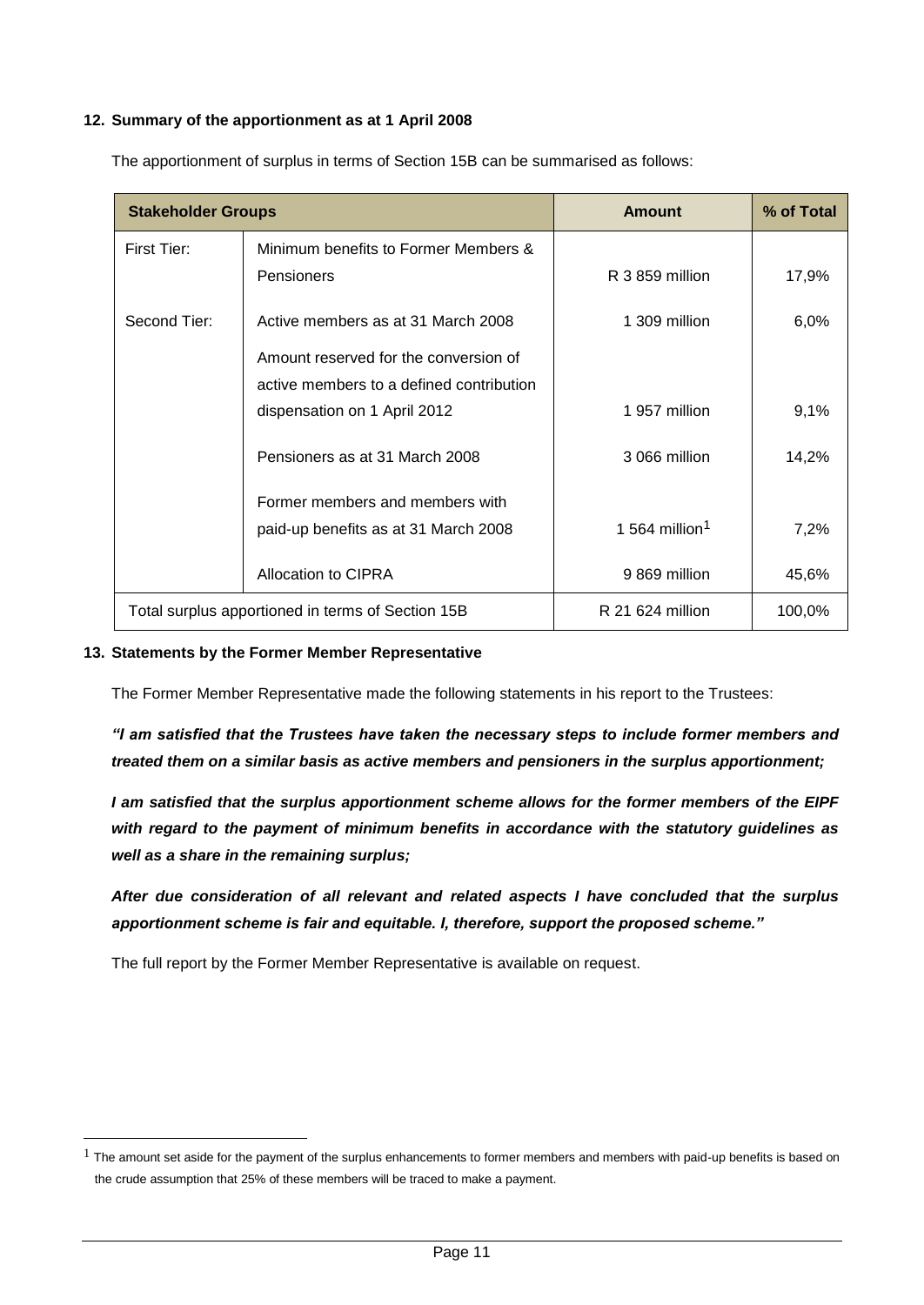## 12. Summary of the apportionment as at 1 April 2008

The apportionment of surplus in terms of Section 15B can be summarised as follows:

| Stakeholder Groups | | Amount | % of Total |
|---|---|---|---|
| First Tier: | Minimum benefits to Former Members & Pensioners | R 3 859 million | 17,9% |
| Second Tier: | Active members as at 31 March 2008 | 1 309 million | 6,0% |
| | Amount reserved for the conversion of active members to a defined contribution dispensation on 1 April 2012 | 1 957 million | 9,1% |
| | Pensioners as at 31 March 2008 | 3 066 million | 14,2% |
| | Former members and members with paid-up benefits as at 31 March 2008 | 1 564 million[1] | 7,2% |
| | Allocation to CIPRA | 9 869 million | 45,6% |
| Total surplus apportioned in terms of Section 15B | | R 21 624 million | 100,0% |

## 13. Statements by the Former Member Representative

The Former Member Representative made the following statements in his report to the Trustees:

***"I am satisfied that the Trustees have taken the necessary steps to include former members and treated them on a similar basis as active members and pensioners in the surplus apportionment;***

***I am satisfied that the surplus apportionment scheme allows for the former members of the EIPF with regard to the payment of minimum benefits in accordance with the statutory guidelines as well as a share in the remaining surplus;***

***After due consideration of all relevant and related aspects I have concluded that the surplus apportionment scheme is fair and equitable. I, therefore, support the proposed scheme."***

The full report by the Former Member Representative is available on request.

[1] The amount set aside for the payment of the surplus enhancements to former members and members with paid-up benefits is based on the crude assumption that 25% of these members will be traced to make a payment.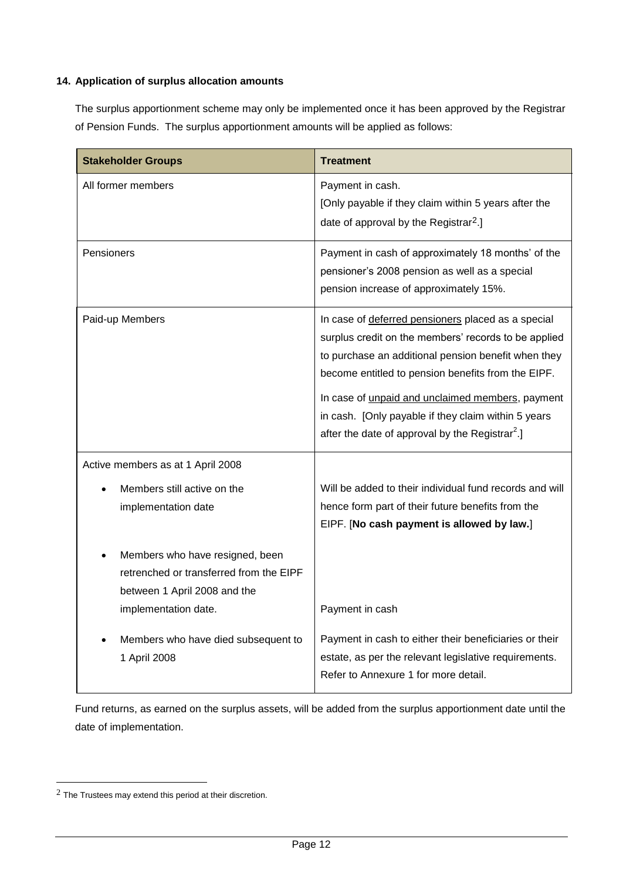### 14. Application of surplus allocation amounts

The surplus apportionment scheme may only be implemented once it has been approved by the Registrar of Pension Funds. The surplus apportionment amounts will be applied as follows:

| **Stakeholder Groups** | **Treatment** |
|---|---|
| All former members | Payment in cash.<br>[Only payable if they claim within 5 years after the date of approval by the Registrar[2].] |
| Pensioners | Payment in cash of approximately 18 months' of the pensioner's 2008 pension as well as a special pension increase of approximately 15%. |
| Paid-up Members | In case of <u>deferred pensioners</u> placed as a special surplus credit on the members' records to be applied to purchase an additional pension benefit when they become entitled to pension benefits from the EIPF.<br><br>In case of <u>unpaid and unclaimed members</u>, payment in cash. [Only payable if they claim within 5 years after the date of approval by the Registrar[2].] |
| Active members as at 1 April 2008 | |
| • Members still active on the implementation date | Will be added to their individual fund records and will hence form part of their future benefits from the EIPF. [**No cash payment is allowed by law.**] |
| • Members who have resigned, been retrenched or transferred from the EIPF between 1 April 2008 and the implementation date. | Payment in cash |
| • Members who have died subsequent to 1 April 2008 | Payment in cash to either their beneficiaries or their estate, as per the relevant legislative requirements. Refer to Annexure 1 for more detail. |

Fund returns, as earned on the surplus assets, will be added from the surplus apportionment date until the date of implementation.

[2] The Trustees may extend this period at their discretion.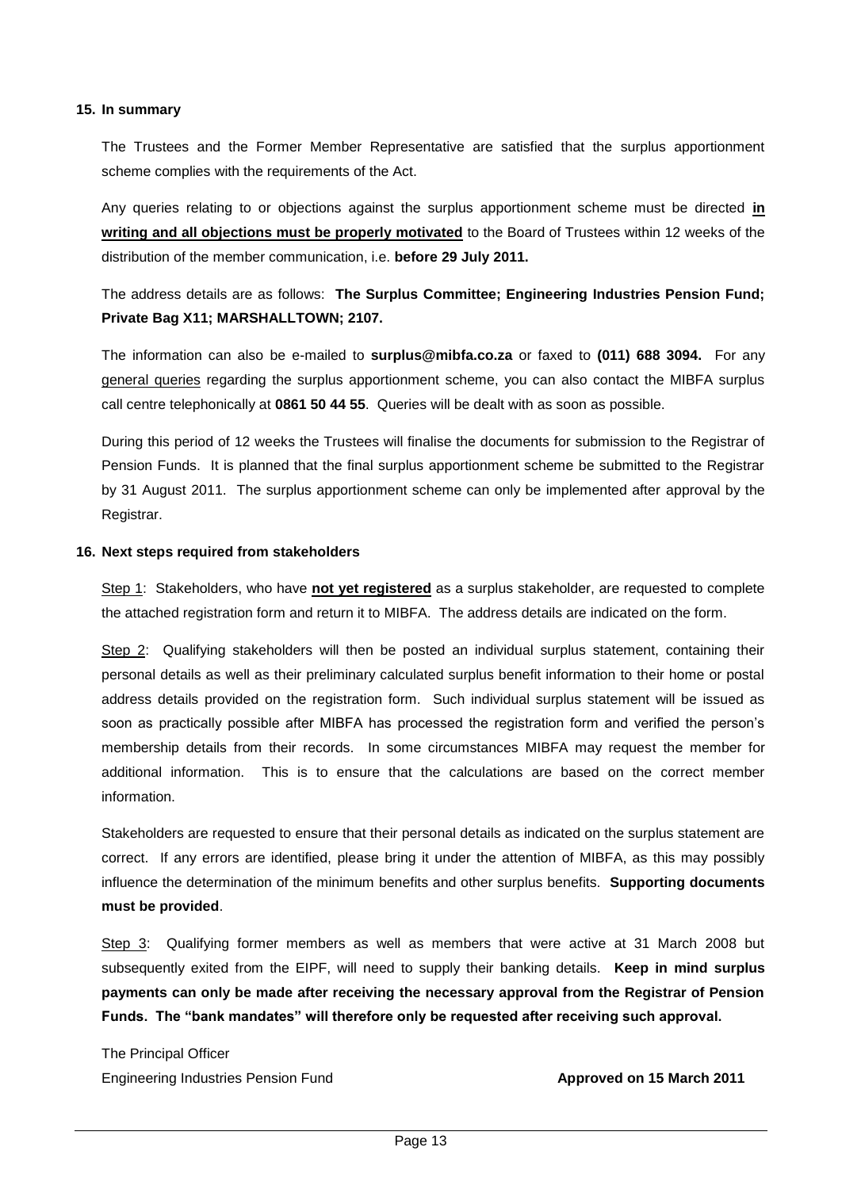## 15. In summary

The Trustees and the Former Member Representative are satisfied that the surplus apportionment scheme complies with the requirements of the Act.

Any queries relating to or objections against the surplus apportionment scheme must be directed **in writing and all objections must be properly motivated** to the Board of Trustees within 12 weeks of the distribution of the member communication, i.e. **before 29 July 2011.**

The address details are as follows: **The Surplus Committee; Engineering Industries Pension Fund; Private Bag X11; MARSHALLTOWN; 2107.**

The information can also be e-mailed to **surplus@mibfa.co.za** or faxed to **(011) 688 3094.** For any general queries regarding the surplus apportionment scheme, you can also contact the MIBFA surplus call centre telephonically at **0861 50 44 55**. Queries will be dealt with as soon as possible.

During this period of 12 weeks the Trustees will finalise the documents for submission to the Registrar of Pension Funds. It is planned that the final surplus apportionment scheme be submitted to the Registrar by 31 August 2011. The surplus apportionment scheme can only be implemented after approval by the Registrar.

## 16. Next steps required from stakeholders

Step 1: Stakeholders, who have **not yet registered** as a surplus stakeholder, are requested to complete the attached registration form and return it to MIBFA. The address details are indicated on the form.

Step 2: Qualifying stakeholders will then be posted an individual surplus statement, containing their personal details as well as their preliminary calculated surplus benefit information to their home or postal address details provided on the registration form. Such individual surplus statement will be issued as soon as practically possible after MIBFA has processed the registration form and verified the person's membership details from their records. In some circumstances MIBFA may request the member for additional information. This is to ensure that the calculations are based on the correct member information.

Stakeholders are requested to ensure that their personal details as indicated on the surplus statement are correct. If any errors are identified, please bring it under the attention of MIBFA, as this may possibly influence the determination of the minimum benefits and other surplus benefits. **Supporting documents must be provided**.

Step 3: Qualifying former members as well as members that were active at 31 March 2008 but subsequently exited from the EIPF, will need to supply their banking details. **Keep in mind surplus payments can only be made after receiving the necessary approval from the Registrar of Pension Funds. The "bank mandates" will therefore only be requested after receiving such approval.**

The Principal Officer
Engineering Industries Pension Fund

**Approved on 15 March 2011**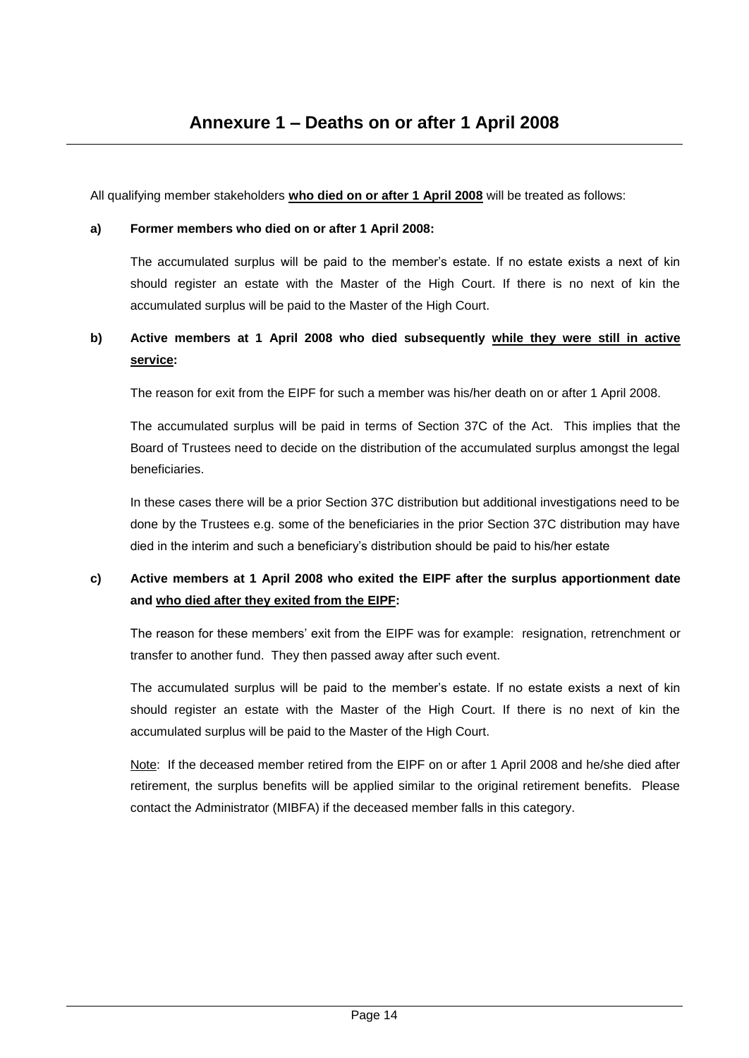# Annexure 1 – Deaths on or after 1 April 2008

All qualifying member stakeholders **who died on or after 1 April 2008** will be treated as follows:

**a) Former members who died on or after 1 April 2008:**

The accumulated surplus will be paid to the member's estate. If no estate exists a next of kin should register an estate with the Master of the High Court. If there is no next of kin the accumulated surplus will be paid to the Master of the High Court.

**b) Active members at 1 April 2008 who died subsequently while they were still in active service:**

The reason for exit from the EIPF for such a member was his/her death on or after 1 April 2008.

The accumulated surplus will be paid in terms of Section 37C of the Act. This implies that the Board of Trustees need to decide on the distribution of the accumulated surplus amongst the legal beneficiaries.

In these cases there will be a prior Section 37C distribution but additional investigations need to be done by the Trustees e.g. some of the beneficiaries in the prior Section 37C distribution may have died in the interim and such a beneficiary's distribution should be paid to his/her estate

**c) Active members at 1 April 2008 who exited the EIPF after the surplus apportionment date and who died after they exited from the EIPF:**

The reason for these members' exit from the EIPF was for example: resignation, retrenchment or transfer to another fund. They then passed away after such event.

The accumulated surplus will be paid to the member's estate. If no estate exists a next of kin should register an estate with the Master of the High Court. If there is no next of kin the accumulated surplus will be paid to the Master of the High Court.

Note: If the deceased member retired from the EIPF on or after 1 April 2008 and he/she died after retirement, the surplus benefits will be applied similar to the original retirement benefits. Please contact the Administrator (MIBFA) if the deceased member falls in this category.